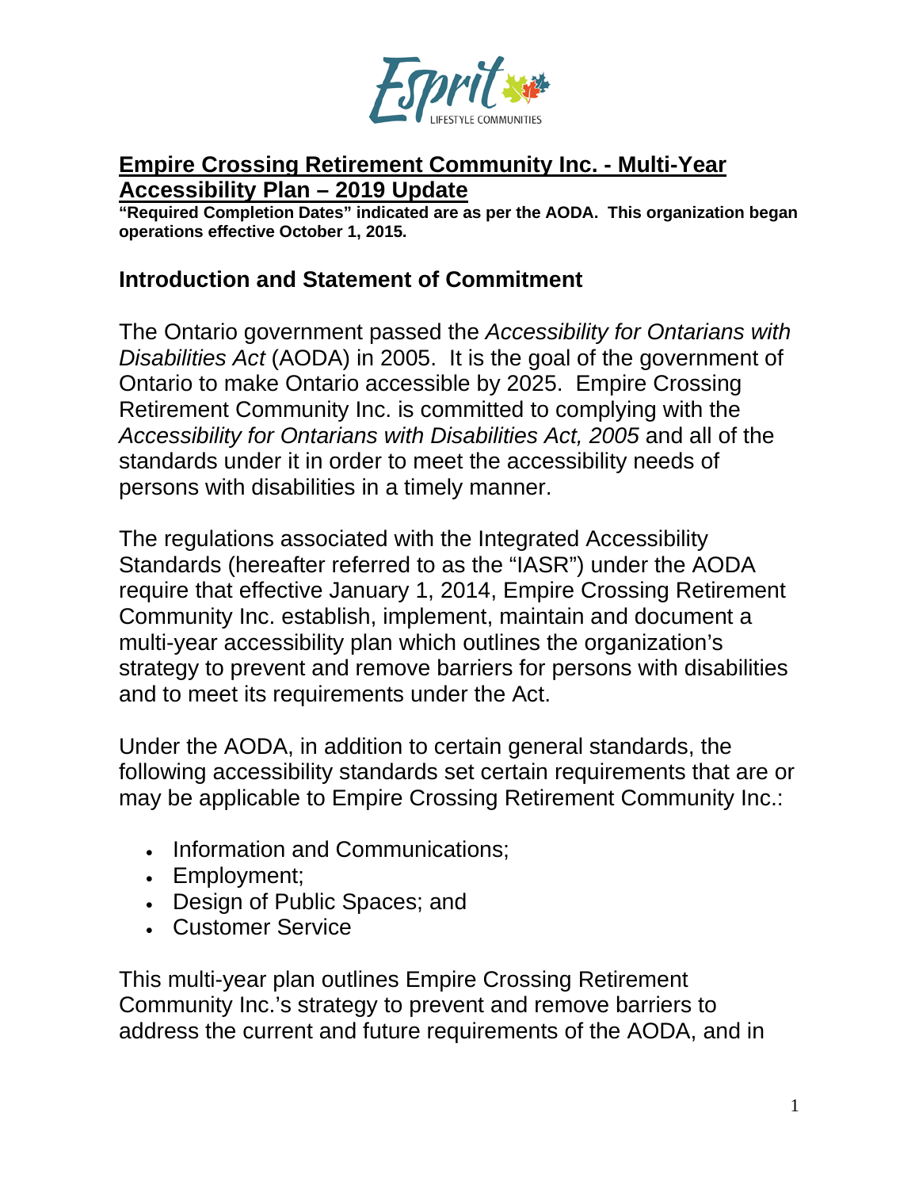# Empire Crossing Retirement Community Inc. - Multi-Year Accessibility Plan – 2019 Update

**"Required Completion Dates" indicated are as per the AODA. This organization began operations effective October 1, 2015.**

## Introduction and Statement of Commitment

The Ontario government passed the *Accessibility for Ontarians with Disabilities Act* (AODA) in 2005. It is the goal of the government of Ontario to make Ontario accessible by 2025. Empire Crossing Retirement Community Inc. is committed to complying with the *Accessibility for Ontarians with Disabilities Act, 2005* and all of the standards under it in order to meet the accessibility needs of persons with disabilities in a timely manner.

The regulations associated with the Integrated Accessibility Standards (hereafter referred to as the "IASR") under the AODA require that effective January 1, 2014, Empire Crossing Retirement Community Inc. establish, implement, maintain and document a multi-year accessibility plan which outlines the organization's strategy to prevent and remove barriers for persons with disabilities and to meet its requirements under the Act.

Under the AODA, in addition to certain general standards, the following accessibility standards set certain requirements that are or may be applicable to Empire Crossing Retirement Community Inc.:

- Information and Communications;
- Employment;
- Design of Public Spaces; and
- Customer Service

This multi-year plan outlines Empire Crossing Retirement Community Inc.'s strategy to prevent and remove barriers to address the current and future requirements of the AODA, and in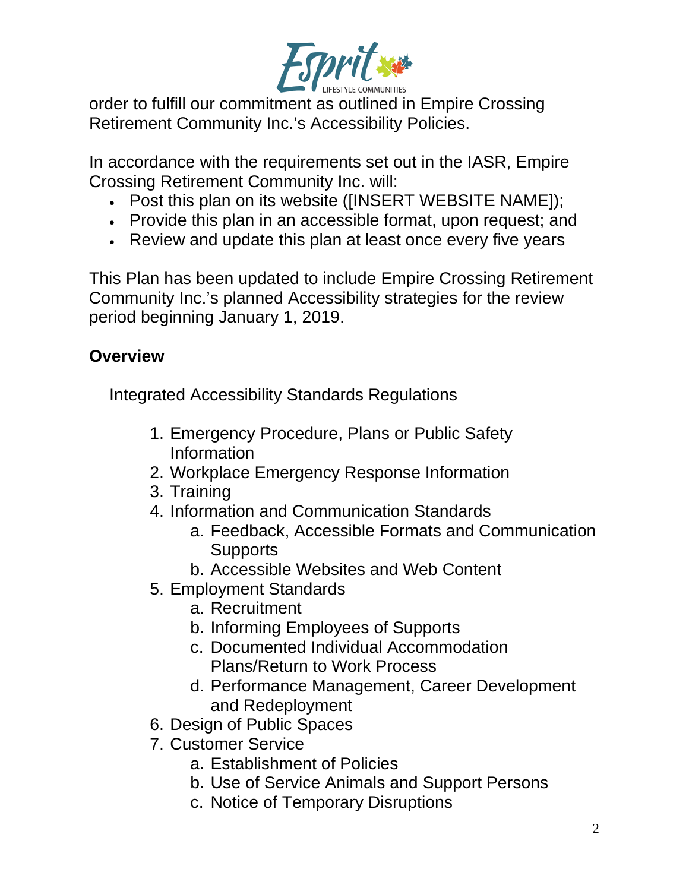order to fulfill our commitment as outlined in Empire Crossing Retirement Community Inc.'s Accessibility Policies.

In accordance with the requirements set out in the IASR, Empire Crossing Retirement Community Inc. will:

- Post this plan on its website ([INSERT WEBSITE NAME]);
- Provide this plan in an accessible format, upon request; and
- Review and update this plan at least once every five years

This Plan has been updated to include Empire Crossing Retirement Community Inc.'s planned Accessibility strategies for the review period beginning January 1, 2019.

## Overview

Integrated Accessibility Standards Regulations

1. Emergency Procedure, Plans or Public Safety Information
2. Workplace Emergency Response Information
3. Training
4. Information and Communication Standards
    a. Feedback, Accessible Formats and Communication Supports
    b. Accessible Websites and Web Content
5. Employment Standards
    a. Recruitment
    b. Informing Employees of Supports
    c. Documented Individual Accommodation Plans/Return to Work Process
    d. Performance Management, Career Development and Redeployment
6. Design of Public Spaces
7. Customer Service
    a. Establishment of Policies
    b. Use of Service Animals and Support Persons
    c. Notice of Temporary Disruptions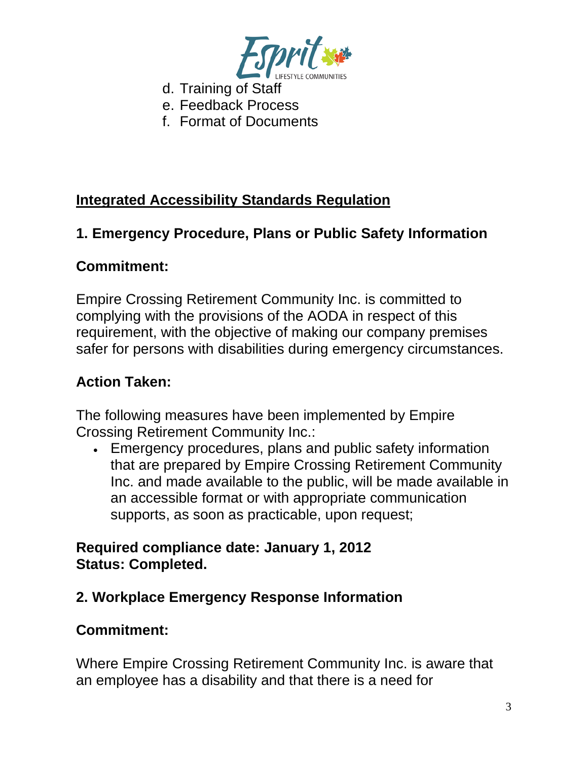d. Training of Staff
e. Feedback Process
f. Format of Documents

## Integrated Accessibility Standards Regulation

### 1. Emergency Procedure, Plans or Public Safety Information

**Commitment:**

Empire Crossing Retirement Community Inc. is committed to complying with the provisions of the AODA in respect of this requirement, with the objective of making our company premises safer for persons with disabilities during emergency circumstances.

**Action Taken:**

The following measures have been implemented by Empire Crossing Retirement Community Inc.:

- Emergency procedures, plans and public safety information that are prepared by Empire Crossing Retirement Community Inc. and made available to the public, will be made available in an accessible format or with appropriate communication supports, as soon as practicable, upon request;

**Required compliance date: January 1, 2012**
**Status: Completed.**

### 2. Workplace Emergency Response Information

**Commitment:**

Where Empire Crossing Retirement Community Inc. is aware that an employee has a disability and that there is a need for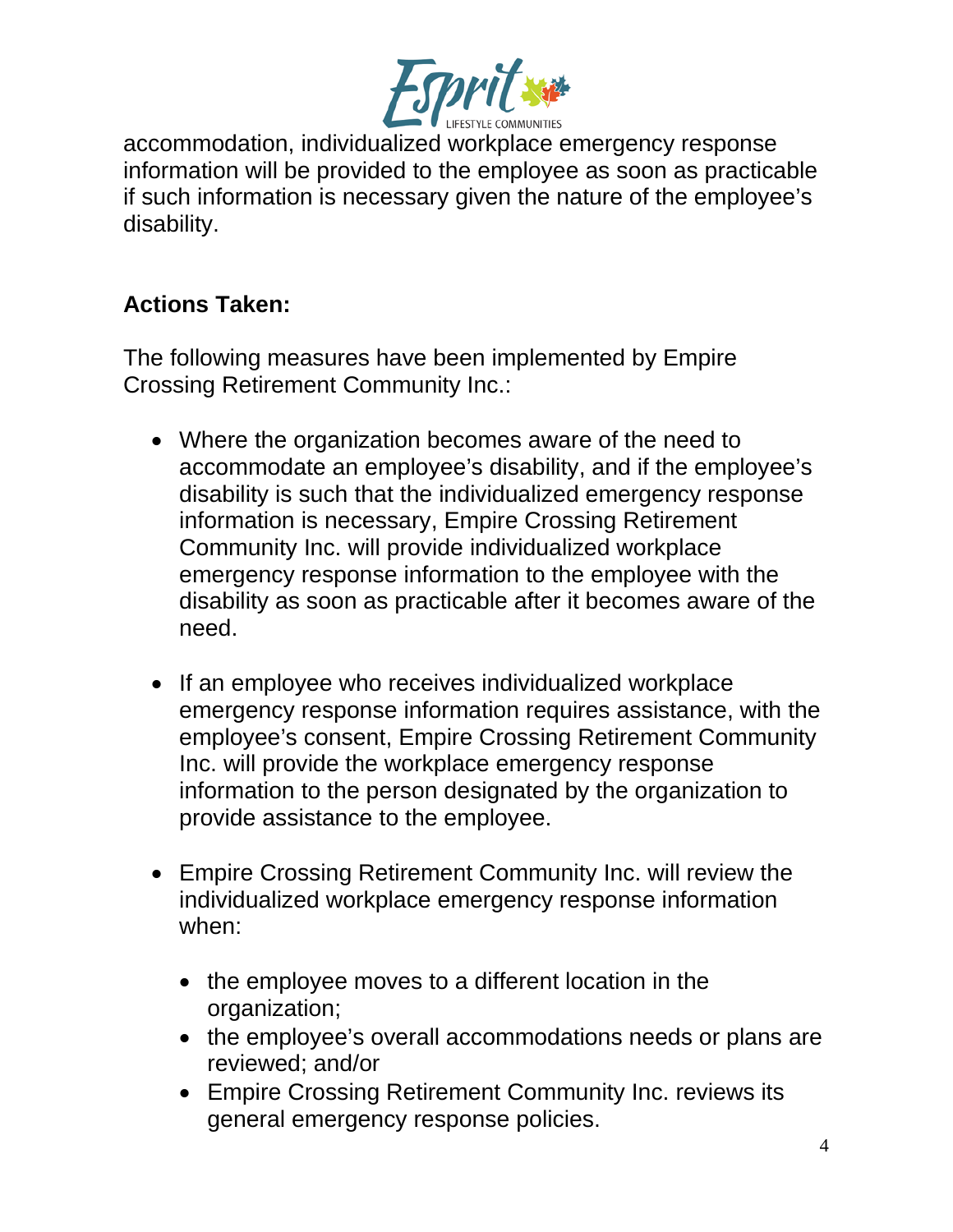accommodation, individualized workplace emergency response information will be provided to the employee as soon as practicable if such information is necessary given the nature of the employee's disability.

**Actions Taken:**

The following measures have been implemented by Empire Crossing Retirement Community Inc.:

- Where the organization becomes aware of the need to accommodate an employee's disability, and if the employee's disability is such that the individualized emergency response information is necessary, Empire Crossing Retirement Community Inc. will provide individualized workplace emergency response information to the employee with the disability as soon as practicable after it becomes aware of the need.

- If an employee who receives individualized workplace emergency response information requires assistance, with the employee's consent, Empire Crossing Retirement Community Inc. will provide the workplace emergency response information to the person designated by the organization to provide assistance to the employee.

- Empire Crossing Retirement Community Inc. will review the individualized workplace emergency response information when:

  - the employee moves to a different location in the organization;
  - the employee's overall accommodations needs or plans are reviewed; and/or
  - Empire Crossing Retirement Community Inc. reviews its general emergency response policies.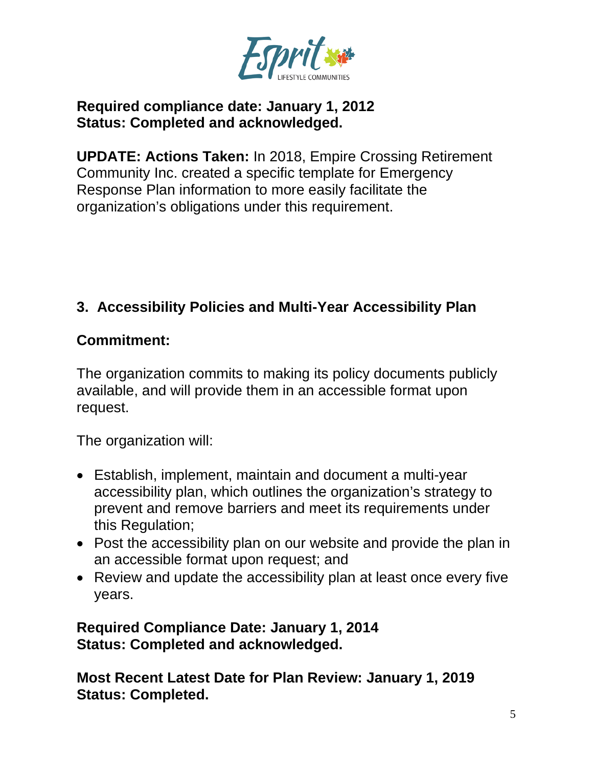**Required compliance date: January 1, 2012**
**Status: Completed and acknowledged.**

**UPDATE: Actions Taken:** In 2018, Empire Crossing Retirement Community Inc. created a specific template for Emergency Response Plan information to more easily facilitate the organization's obligations under this requirement.

## 3. Accessibility Policies and Multi-Year Accessibility Plan

**Commitment:**

The organization commits to making its policy documents publicly available, and will provide them in an accessible format upon request.

The organization will:

- Establish, implement, maintain and document a multi-year accessibility plan, which outlines the organization's strategy to prevent and remove barriers and meet its requirements under this Regulation;
- Post the accessibility plan on our website and provide the plan in an accessible format upon request; and
- Review and update the accessibility plan at least once every five years.

**Required Compliance Date: January 1, 2014**
**Status: Completed and acknowledged.**

**Most Recent Latest Date for Plan Review: January 1, 2019**
**Status: Completed.**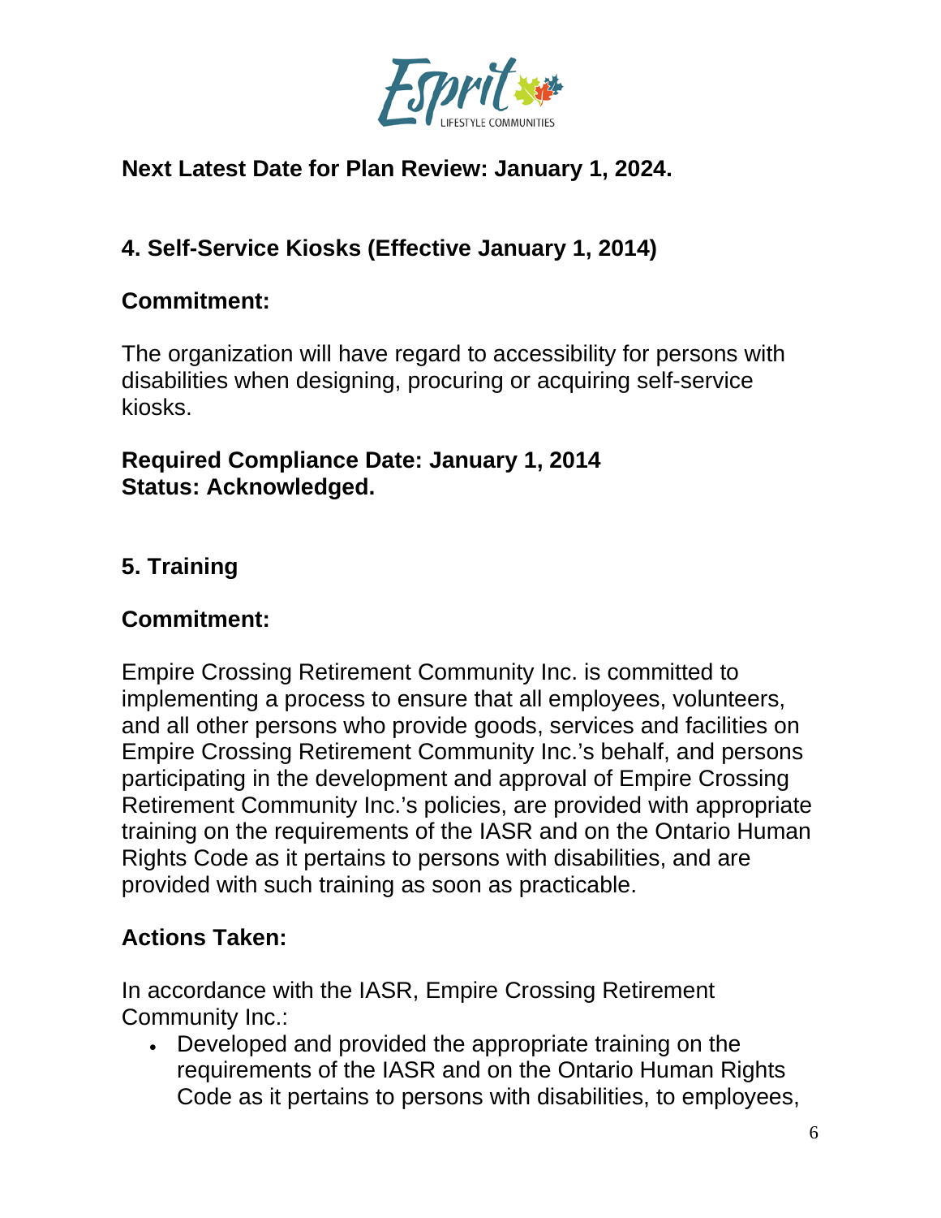**Next Latest Date for Plan Review: January 1, 2024.**

## 4. Self-Service Kiosks (Effective January 1, 2014)

### Commitment:

The organization will have regard to accessibility for persons with disabilities when designing, procuring or acquiring self-service kiosks.

**Required Compliance Date: January 1, 2014**
**Status: Acknowledged.**

## 5. Training

### Commitment:

Empire Crossing Retirement Community Inc. is committed to implementing a process to ensure that all employees, volunteers, and all other persons who provide goods, services and facilities on Empire Crossing Retirement Community Inc.'s behalf, and persons participating in the development and approval of Empire Crossing Retirement Community Inc.'s policies, are provided with appropriate training on the requirements of the IASR and on the Ontario Human Rights Code as it pertains to persons with disabilities, and are provided with such training as soon as practicable.

### Actions Taken:

In accordance with the IASR, Empire Crossing Retirement Community Inc.:

- Developed and provided the appropriate training on the requirements of the IASR and on the Ontario Human Rights Code as it pertains to persons with disabilities, to employees,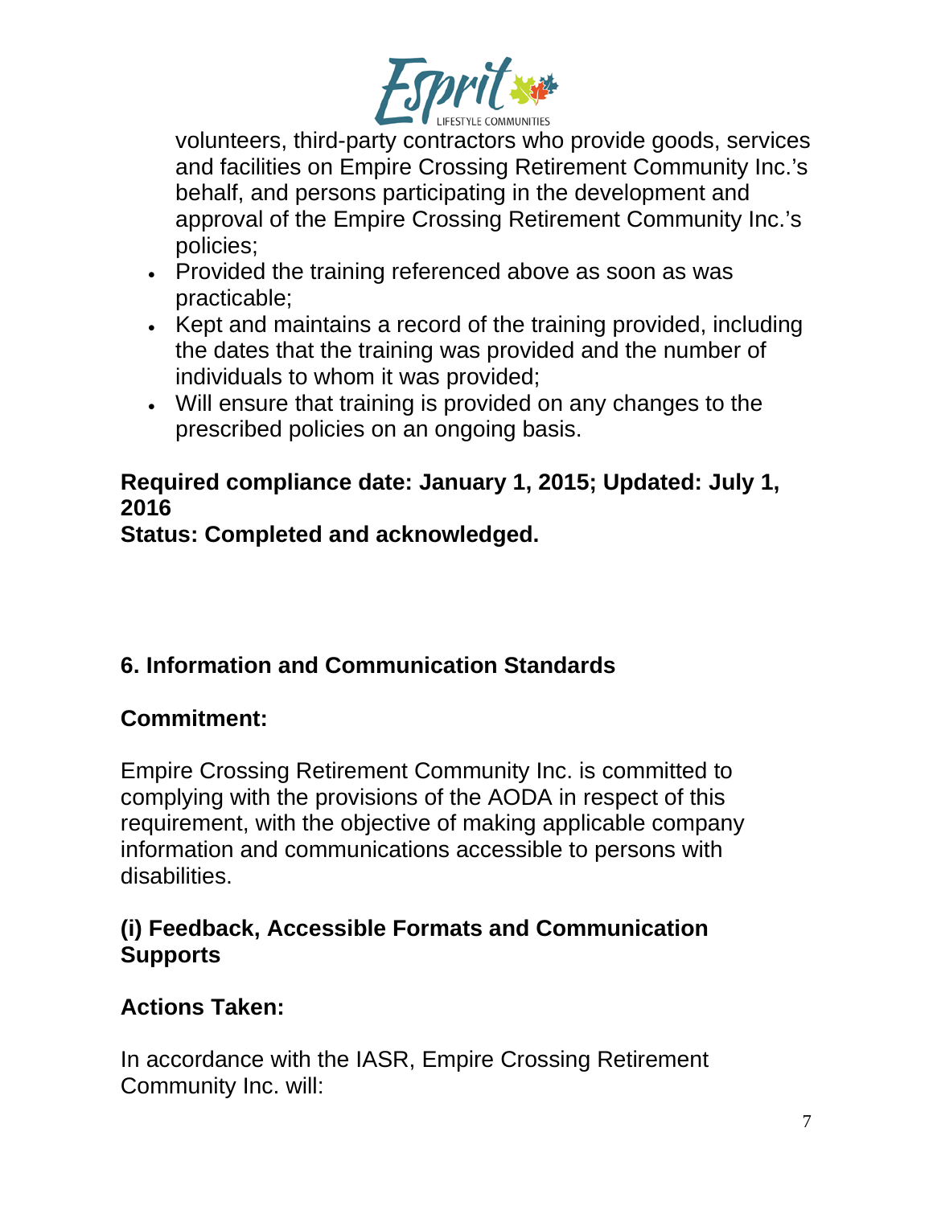volunteers, third-party contractors who provide goods, services and facilities on Empire Crossing Retirement Community Inc.'s behalf, and persons participating in the development and approval of the Empire Crossing Retirement Community Inc.'s policies;

- Provided the training referenced above as soon as was practicable;
- Kept and maintains a record of the training provided, including the dates that the training was provided and the number of individuals to whom it was provided;
- Will ensure that training is provided on any changes to the prescribed policies on an ongoing basis.

**Required compliance date: January 1, 2015; Updated: July 1, 2016**
**Status: Completed and acknowledged.**

## 6. Information and Communication Standards

### Commitment:

Empire Crossing Retirement Community Inc. is committed to complying with the provisions of the AODA in respect of this requirement, with the objective of making applicable company information and communications accessible to persons with disabilities.

### (i) Feedback, Accessible Formats and Communication Supports

### Actions Taken:

In accordance with the IASR, Empire Crossing Retirement Community Inc. will: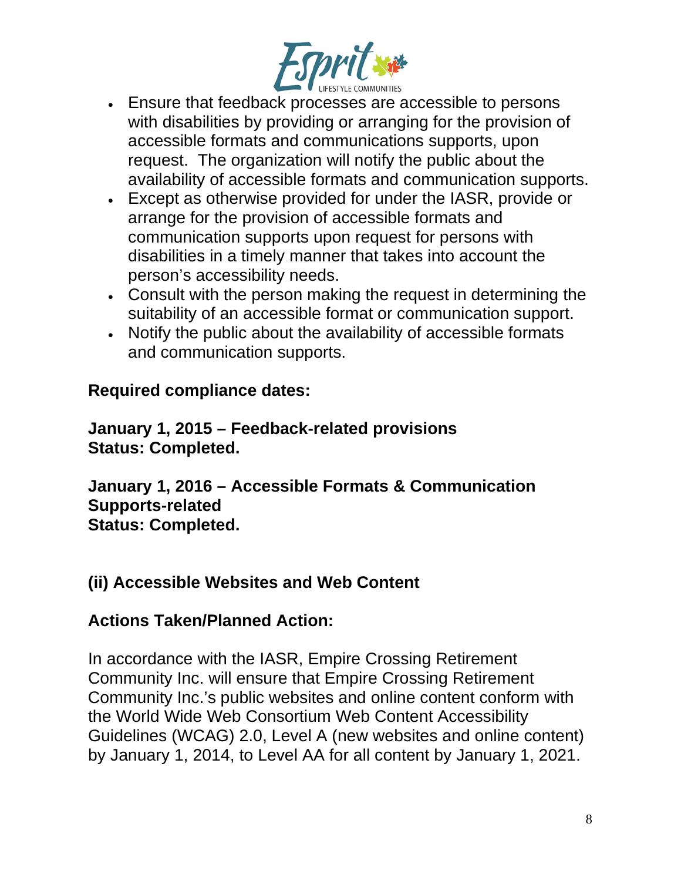- Ensure that feedback processes are accessible to persons with disabilities by providing or arranging for the provision of accessible formats and communications supports, upon request. The organization will notify the public about the availability of accessible formats and communication supports.
- Except as otherwise provided for under the IASR, provide or arrange for the provision of accessible formats and communication supports upon request for persons with disabilities in a timely manner that takes into account the person's accessibility needs.
- Consult with the person making the request in determining the suitability of an accessible format or communication support.
- Notify the public about the availability of accessible formats and communication supports.

**Required compliance dates:**

**January 1, 2015 – Feedback-related provisions**
**Status: Completed.**

**January 1, 2016 – Accessible Formats & Communication Supports-related**
**Status: Completed.**

### (ii) Accessible Websites and Web Content

**Actions Taken/Planned Action:**

In accordance with the IASR, Empire Crossing Retirement Community Inc. will ensure that Empire Crossing Retirement Community Inc.'s public websites and online content conform with the World Wide Web Consortium Web Content Accessibility Guidelines (WCAG) 2.0, Level A (new websites and online content) by January 1, 2014, to Level AA for all content by January 1, 2021.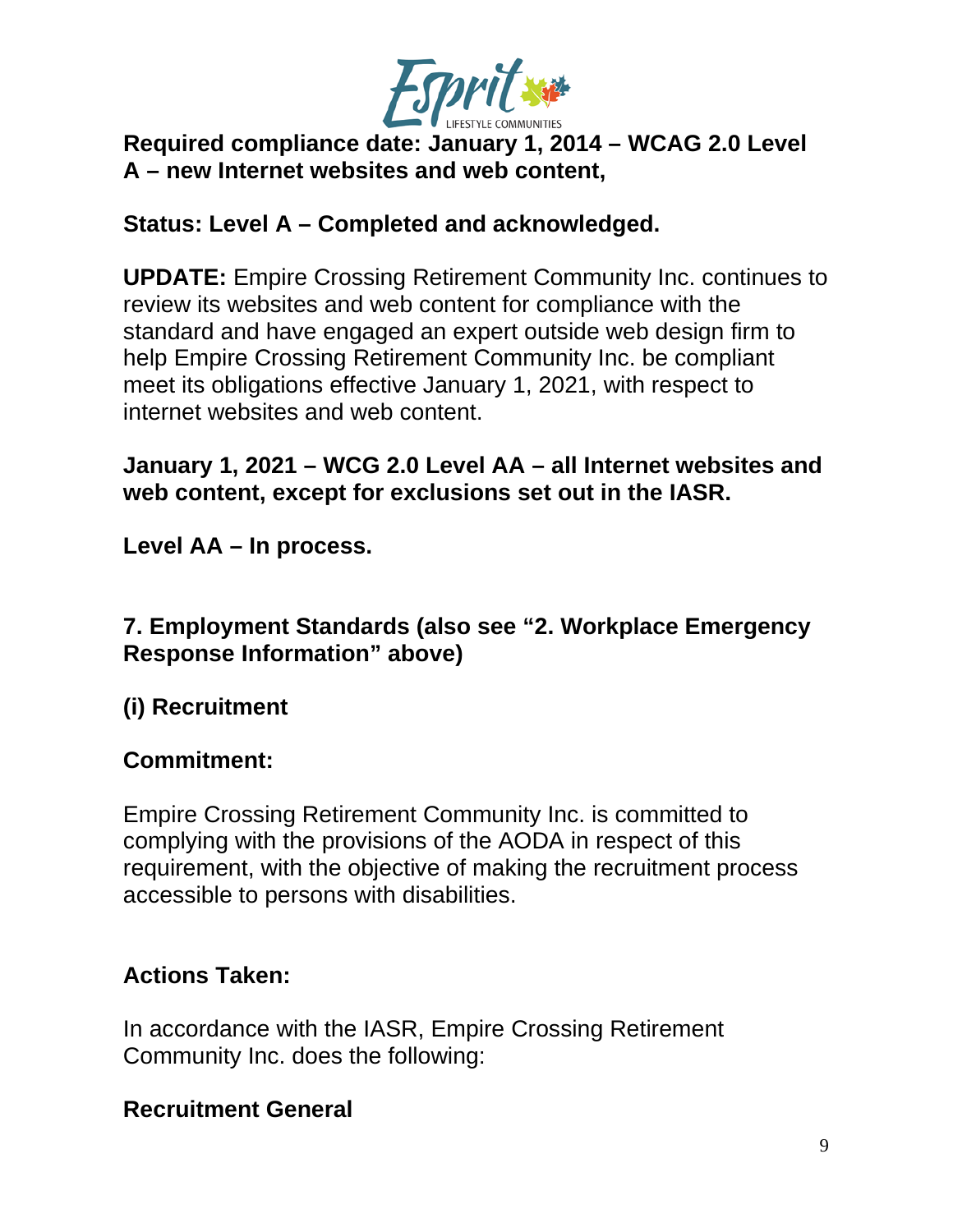**Required compliance date: January 1, 2014 – WCAG 2.0 Level A – new Internet websites and web content,**

**Status: Level A – Completed and acknowledged.**

**UPDATE:** Empire Crossing Retirement Community Inc. continues to review its websites and web content for compliance with the standard and have engaged an expert outside web design firm to help Empire Crossing Retirement Community Inc. be compliant meet its obligations effective January 1, 2021, with respect to internet websites and web content.

**January 1, 2021 – WCG 2.0 Level AA – all Internet websites and web content, except for exclusions set out in the IASR.**

**Level AA – In process.**

## 7. Employment Standards (also see "2. Workplace Emergency Response Information" above)

### (i) Recruitment

**Commitment:**

Empire Crossing Retirement Community Inc. is committed to complying with the provisions of the AODA in respect of this requirement, with the objective of making the recruitment process accessible to persons with disabilities.

**Actions Taken:**

In accordance with the IASR, Empire Crossing Retirement Community Inc. does the following:

**Recruitment General**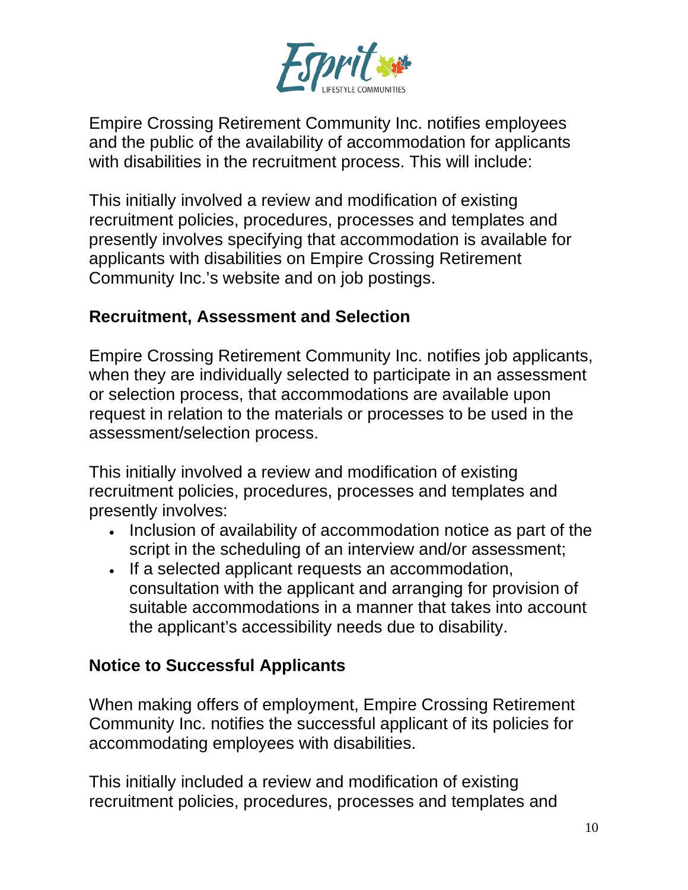Empire Crossing Retirement Community Inc. notifies employees and the public of the availability of accommodation for applicants with disabilities in the recruitment process. This will include:

This initially involved a review and modification of existing recruitment policies, procedures, processes and templates and presently involves specifying that accommodation is available for applicants with disabilities on Empire Crossing Retirement Community Inc.'s website and on job postings.

## Recruitment, Assessment and Selection

Empire Crossing Retirement Community Inc. notifies job applicants, when they are individually selected to participate in an assessment or selection process, that accommodations are available upon request in relation to the materials or processes to be used in the assessment/selection process.

This initially involved a review and modification of existing recruitment policies, procedures, processes and templates and presently involves:

- Inclusion of availability of accommodation notice as part of the script in the scheduling of an interview and/or assessment;
- If a selected applicant requests an accommodation, consultation with the applicant and arranging for provision of suitable accommodations in a manner that takes into account the applicant's accessibility needs due to disability.

## Notice to Successful Applicants

When making offers of employment, Empire Crossing Retirement Community Inc. notifies the successful applicant of its policies for accommodating employees with disabilities.

This initially included a review and modification of existing recruitment policies, procedures, processes and templates and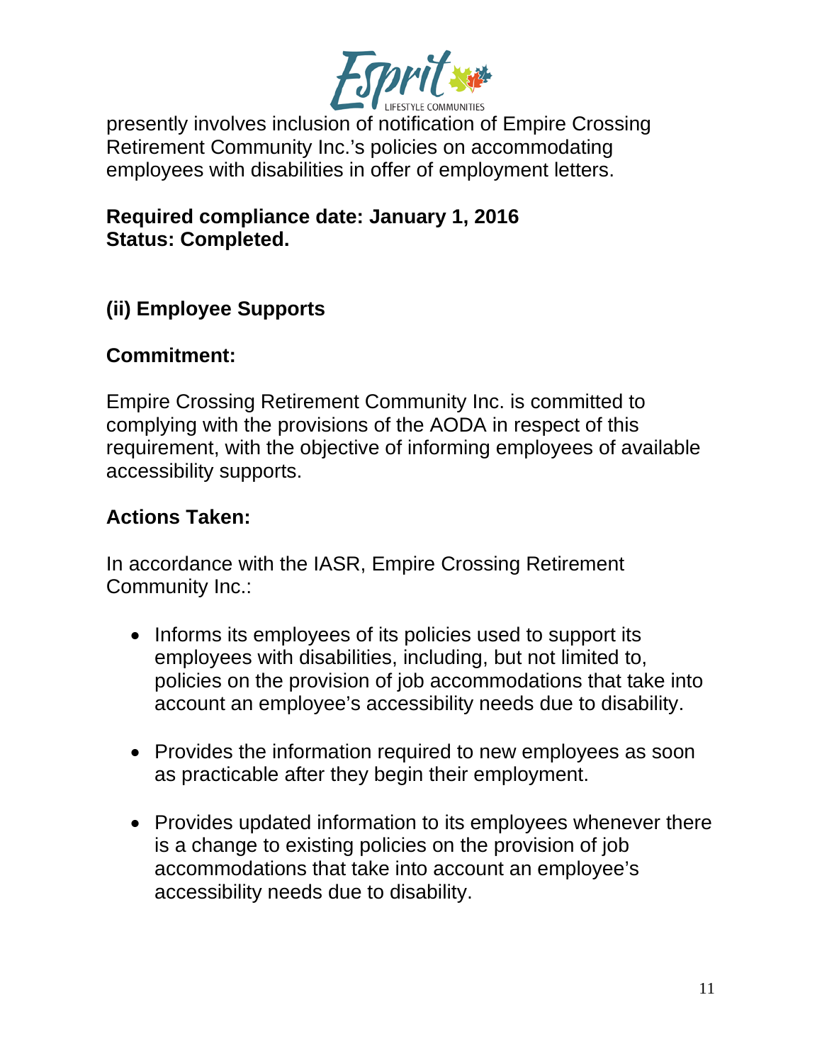presently involves inclusion of notification of Empire Crossing Retirement Community Inc.'s policies on accommodating employees with disabilities in offer of employment letters.

**Required compliance date: January 1, 2016**
**Status: Completed.**

### (ii) Employee Supports

**Commitment:**

Empire Crossing Retirement Community Inc. is committed to complying with the provisions of the AODA in respect of this requirement, with the objective of informing employees of available accessibility supports.

**Actions Taken:**

In accordance with the IASR, Empire Crossing Retirement Community Inc.:

- Informs its employees of its policies used to support its employees with disabilities, including, but not limited to, policies on the provision of job accommodations that take into account an employee's accessibility needs due to disability.
- Provides the information required to new employees as soon as practicable after they begin their employment.
- Provides updated information to its employees whenever there is a change to existing policies on the provision of job accommodations that take into account an employee's accessibility needs due to disability.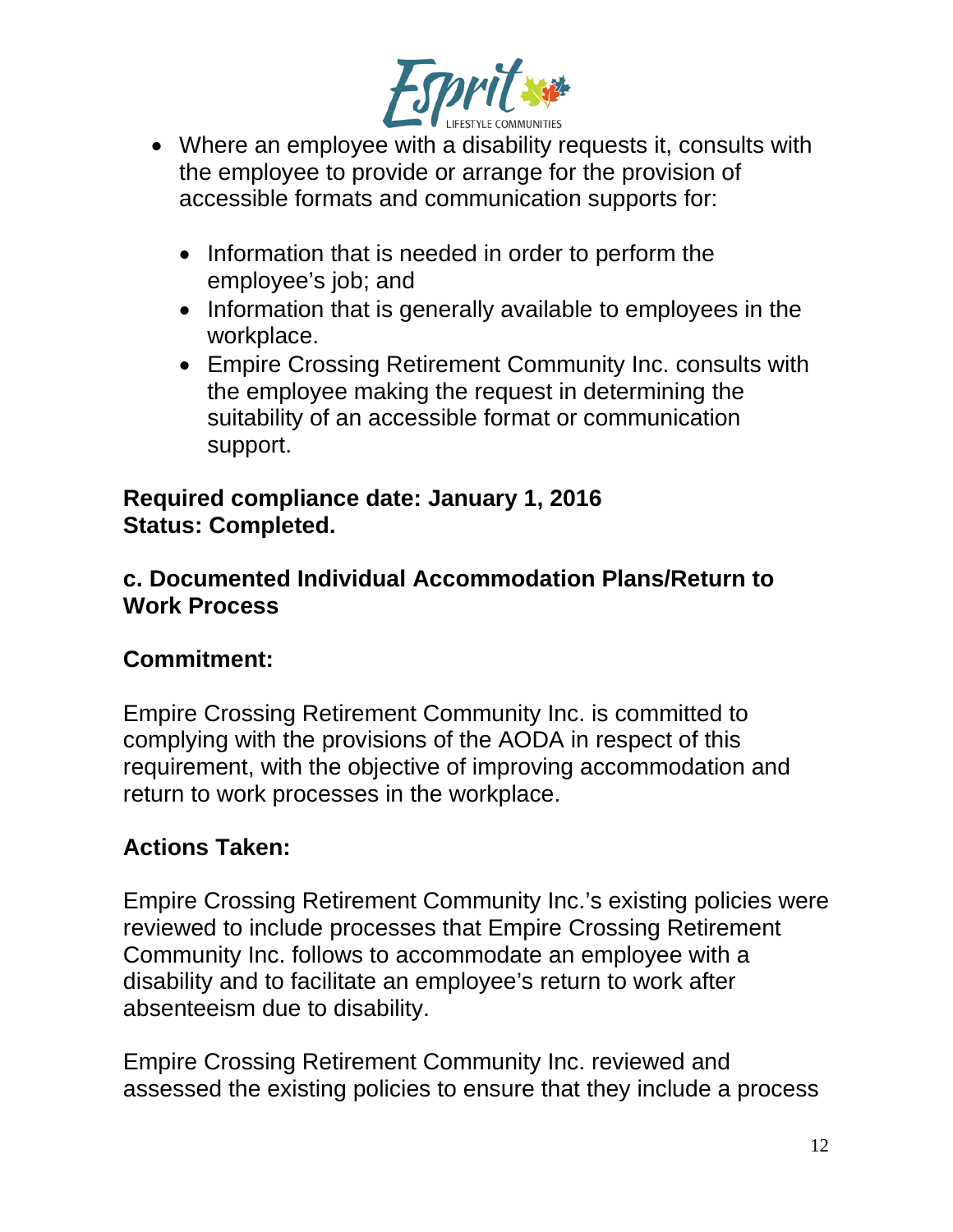- Where an employee with a disability requests it, consults with the employee to provide or arrange for the provision of accessible formats and communication supports for:

  - Information that is needed in order to perform the employee's job; and
  - Information that is generally available to employees in the workplace.
  - Empire Crossing Retirement Community Inc. consults with the employee making the request in determining the suitability of an accessible format or communication support.

**Required compliance date: January 1, 2016**
**Status: Completed.**

### c. Documented Individual Accommodation Plans/Return to Work Process

**Commitment:**

Empire Crossing Retirement Community Inc. is committed to complying with the provisions of the AODA in respect of this requirement, with the objective of improving accommodation and return to work processes in the workplace.

**Actions Taken:**

Empire Crossing Retirement Community Inc.'s existing policies were reviewed to include processes that Empire Crossing Retirement Community Inc. follows to accommodate an employee with a disability and to facilitate an employee's return to work after absenteeism due to disability.

Empire Crossing Retirement Community Inc. reviewed and assessed the existing policies to ensure that they include a process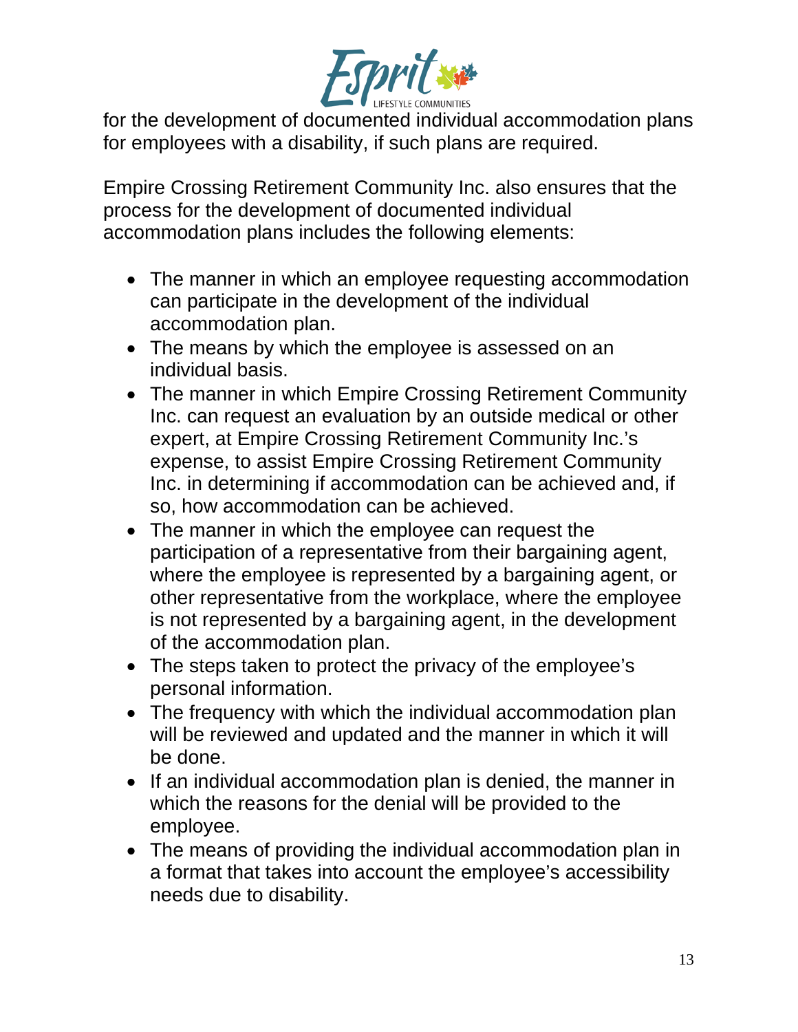for the development of documented individual accommodation plans for employees with a disability, if such plans are required.

Empire Crossing Retirement Community Inc. also ensures that the process for the development of documented individual accommodation plans includes the following elements:

- The manner in which an employee requesting accommodation can participate in the development of the individual accommodation plan.
- The means by which the employee is assessed on an individual basis.
- The manner in which Empire Crossing Retirement Community Inc. can request an evaluation by an outside medical or other expert, at Empire Crossing Retirement Community Inc.'s expense, to assist Empire Crossing Retirement Community Inc. in determining if accommodation can be achieved and, if so, how accommodation can be achieved.
- The manner in which the employee can request the participation of a representative from their bargaining agent, where the employee is represented by a bargaining agent, or other representative from the workplace, where the employee is not represented by a bargaining agent, in the development of the accommodation plan.
- The steps taken to protect the privacy of the employee's personal information.
- The frequency with which the individual accommodation plan will be reviewed and updated and the manner in which it will be done.
- If an individual accommodation plan is denied, the manner in which the reasons for the denial will be provided to the employee.
- The means of providing the individual accommodation plan in a format that takes into account the employee's accessibility needs due to disability.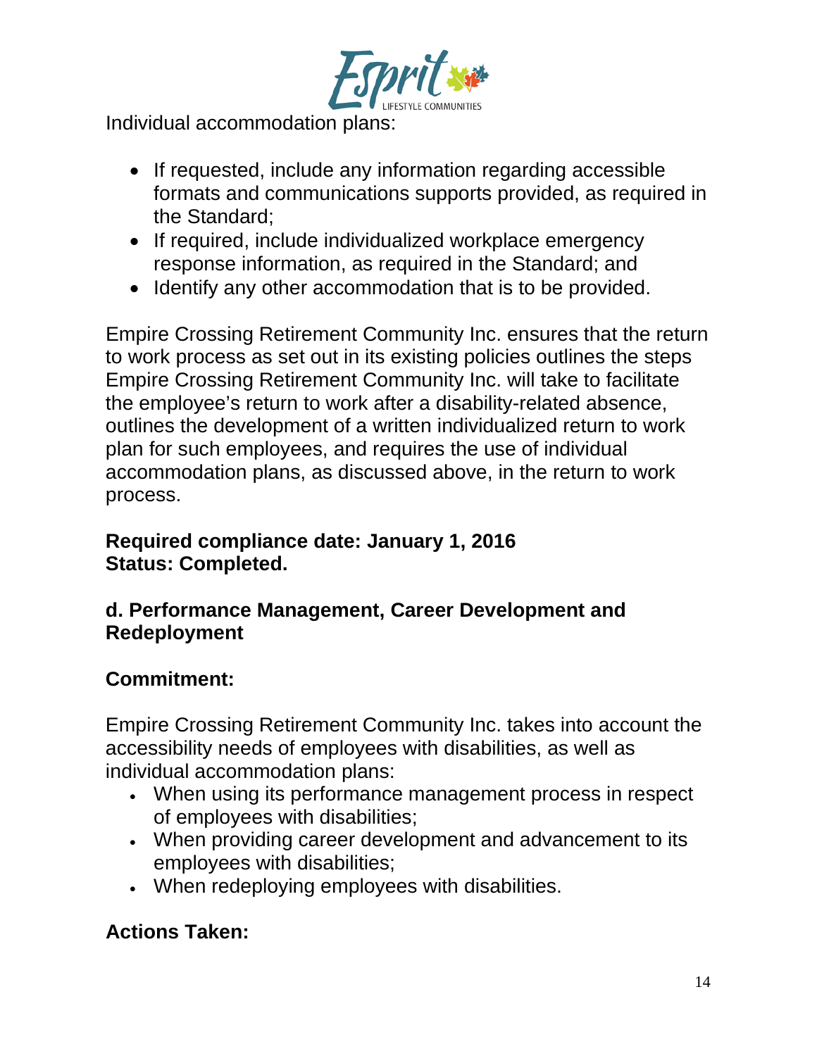Individual accommodation plans:

- If requested, include any information regarding accessible formats and communications supports provided, as required in the Standard;
- If required, include individualized workplace emergency response information, as required in the Standard; and
- Identify any other accommodation that is to be provided.

Empire Crossing Retirement Community Inc. ensures that the return to work process as set out in its existing policies outlines the steps Empire Crossing Retirement Community Inc. will take to facilitate the employee’s return to work after a disability-related absence, outlines the development of a written individualized return to work plan for such employees, and requires the use of individual accommodation plans, as discussed above, in the return to work process.

**Required compliance date: January 1, 2016**
**Status: Completed.**

### d. Performance Management, Career Development and Redeployment

**Commitment:**

Empire Crossing Retirement Community Inc. takes into account the accessibility needs of employees with disabilities, as well as individual accommodation plans:

- When using its performance management process in respect of employees with disabilities;
- When providing career development and advancement to its employees with disabilities;
- When redeploying employees with disabilities.

**Actions Taken:**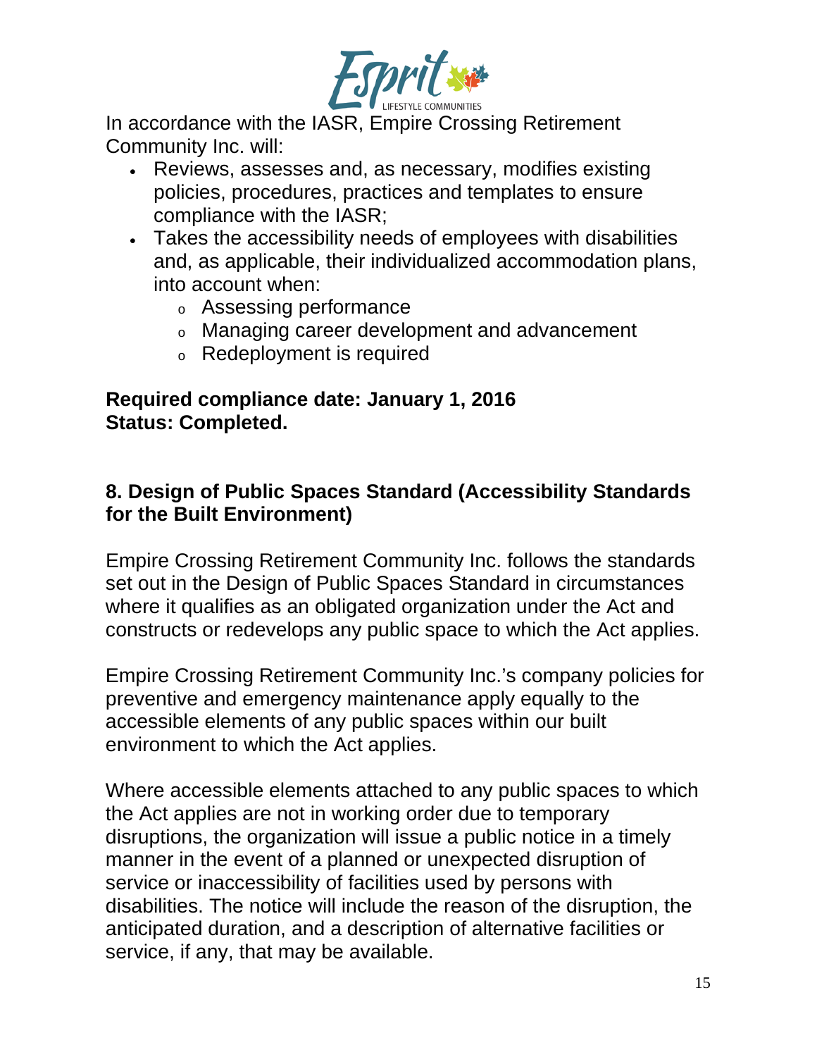In accordance with the IASR, Empire Crossing Retirement Community Inc. will:

- Reviews, assesses and, as necessary, modifies existing policies, procedures, practices and templates to ensure compliance with the IASR;
- Takes the accessibility needs of employees with disabilities and, as applicable, their individualized accommodation plans, into account when:
  - Assessing performance
  - Managing career development and advancement
  - Redeployment is required

**Required compliance date: January 1, 2016**
**Status: Completed.**

## 8. Design of Public Spaces Standard (Accessibility Standards for the Built Environment)

Empire Crossing Retirement Community Inc. follows the standards set out in the Design of Public Spaces Standard in circumstances where it qualifies as an obligated organization under the Act and constructs or redevelops any public space to which the Act applies.

Empire Crossing Retirement Community Inc.'s company policies for preventive and emergency maintenance apply equally to the accessible elements of any public spaces within our built environment to which the Act applies.

Where accessible elements attached to any public spaces to which the Act applies are not in working order due to temporary disruptions, the organization will issue a public notice in a timely manner in the event of a planned or unexpected disruption of service or inaccessibility of facilities used by persons with disabilities. The notice will include the reason of the disruption, the anticipated duration, and a description of alternative facilities or service, if any, that may be available.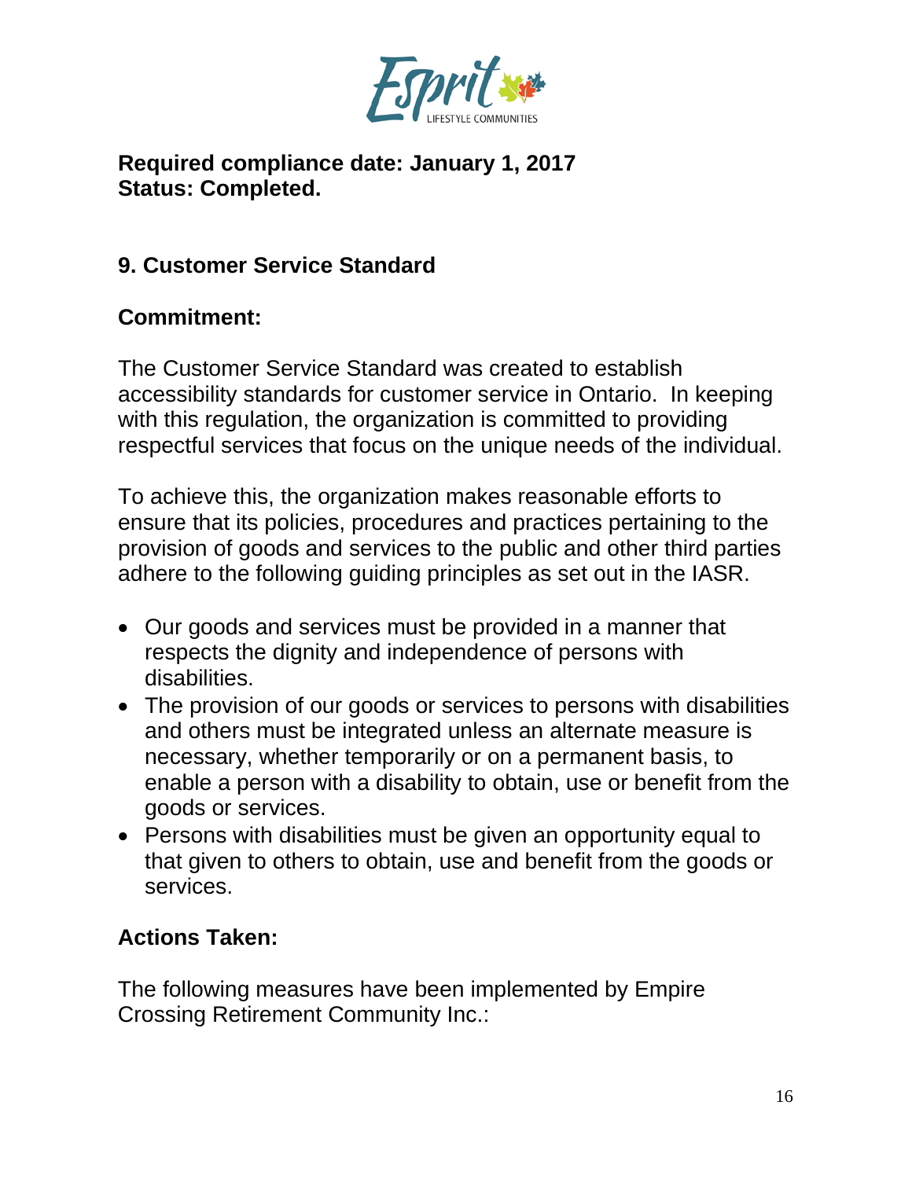**Required compliance date: January 1, 2017**
**Status: Completed.**

## 9. Customer Service Standard

### Commitment:

The Customer Service Standard was created to establish accessibility standards for customer service in Ontario. In keeping with this regulation, the organization is committed to providing respectful services that focus on the unique needs of the individual.

To achieve this, the organization makes reasonable efforts to ensure that its policies, procedures and practices pertaining to the provision of goods and services to the public and other third parties adhere to the following guiding principles as set out in the IASR.

- Our goods and services must be provided in a manner that respects the dignity and independence of persons with disabilities.
- The provision of our goods or services to persons with disabilities and others must be integrated unless an alternate measure is necessary, whether temporarily or on a permanent basis, to enable a person with a disability to obtain, use or benefit from the goods or services.
- Persons with disabilities must be given an opportunity equal to that given to others to obtain, use and benefit from the goods or services.

### Actions Taken:

The following measures have been implemented by Empire Crossing Retirement Community Inc.: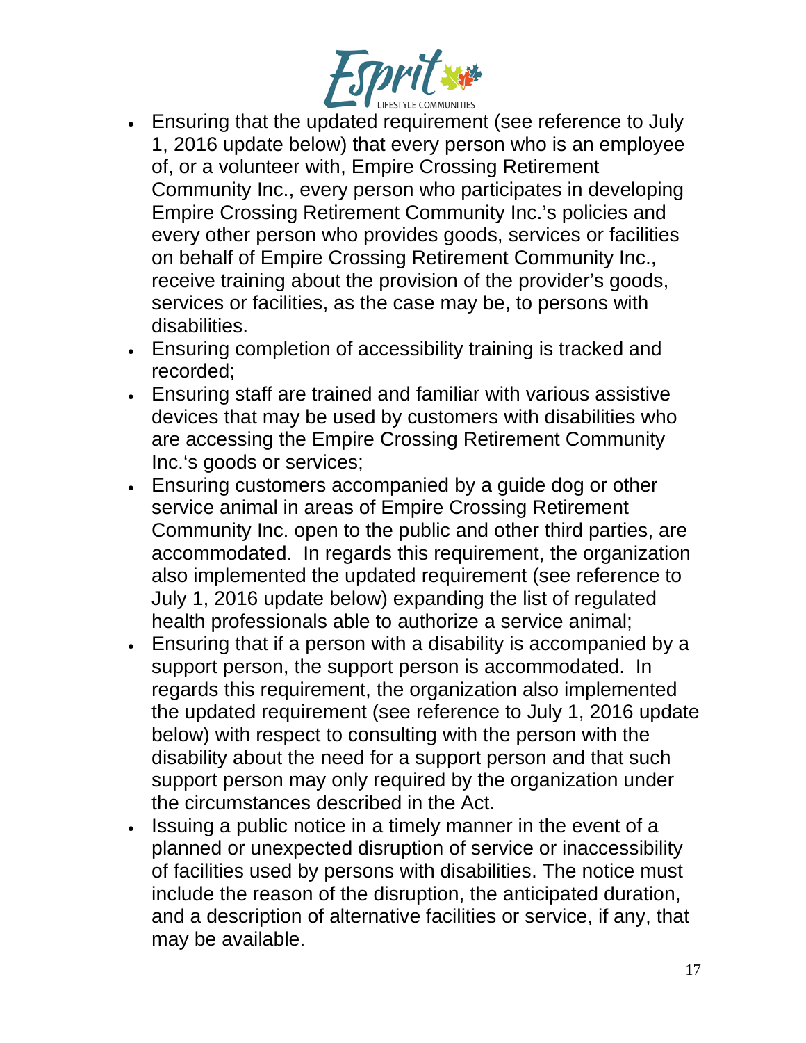- Ensuring that the updated requirement (see reference to July 1, 2016 update below) that every person who is an employee of, or a volunteer with, Empire Crossing Retirement Community Inc., every person who participates in developing Empire Crossing Retirement Community Inc.'s policies and every other person who provides goods, services or facilities on behalf of Empire Crossing Retirement Community Inc., receive training about the provision of the provider's goods, services or facilities, as the case may be, to persons with disabilities.
- Ensuring completion of accessibility training is tracked and recorded;
- Ensuring staff are trained and familiar with various assistive devices that may be used by customers with disabilities who are accessing the Empire Crossing Retirement Community Inc.'s goods or services;
- Ensuring customers accompanied by a guide dog or other service animal in areas of Empire Crossing Retirement Community Inc. open to the public and other third parties, are accommodated. In regards this requirement, the organization also implemented the updated requirement (see reference to July 1, 2016 update below) expanding the list of regulated health professionals able to authorize a service animal;
- Ensuring that if a person with a disability is accompanied by a support person, the support person is accommodated. In regards this requirement, the organization also implemented the updated requirement (see reference to July 1, 2016 update below) with respect to consulting with the person with the disability about the need for a support person and that such support person may only required by the organization under the circumstances described in the Act.
- Issuing a public notice in a timely manner in the event of a planned or unexpected disruption of service or inaccessibility of facilities used by persons with disabilities. The notice must include the reason of the disruption, the anticipated duration, and a description of alternative facilities or service, if any, that may be available.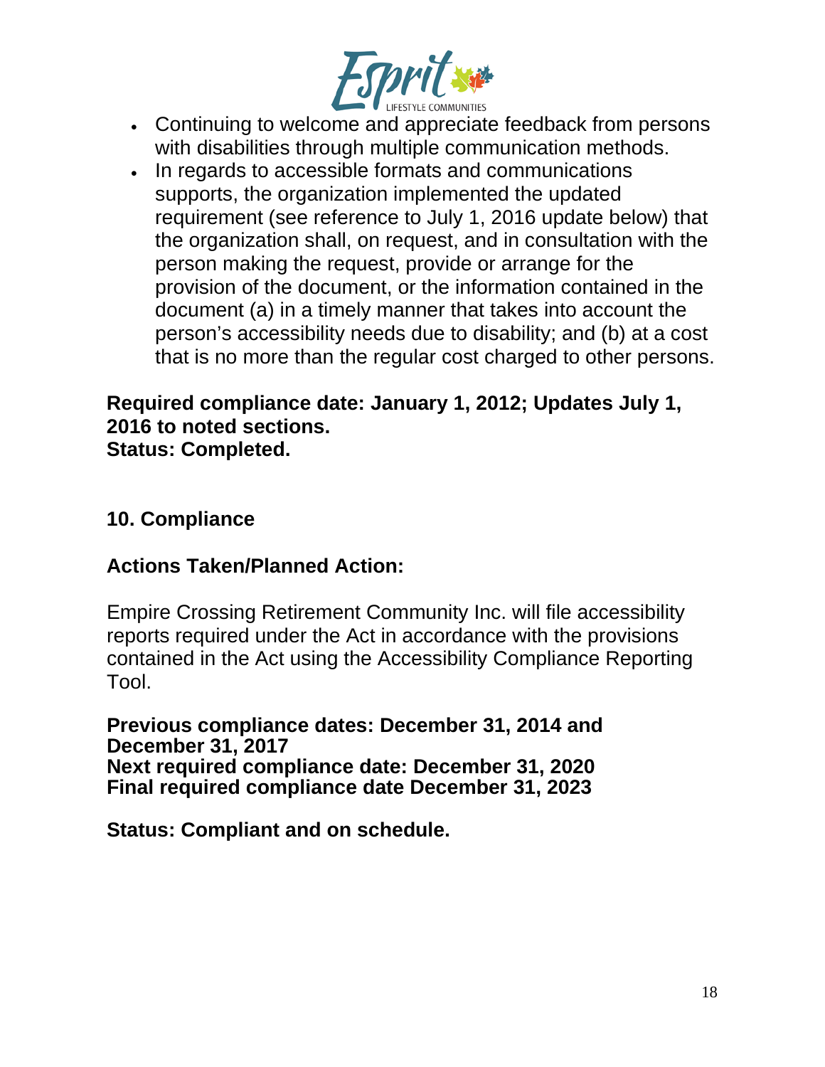- Continuing to welcome and appreciate feedback from persons with disabilities through multiple communication methods.
- In regards to accessible formats and communications supports, the organization implemented the updated requirement (see reference to July 1, 2016 update below) that the organization shall, on request, and in consultation with the person making the request, provide or arrange for the provision of the document, or the information contained in the document (a) in a timely manner that takes into account the person's accessibility needs due to disability; and (b) at a cost that is no more than the regular cost charged to other persons.

**Required compliance date: January 1, 2012; Updates July 1, 2016 to noted sections.**
**Status: Completed.**

## 10. Compliance

**Actions Taken/Planned Action:**

Empire Crossing Retirement Community Inc. will file accessibility reports required under the Act in accordance with the provisions contained in the Act using the Accessibility Compliance Reporting Tool.

**Previous compliance dates: December 31, 2014 and December 31, 2017**
**Next required compliance date: December 31, 2020**
**Final required compliance date December 31, 2023**

**Status: Compliant and on schedule.**